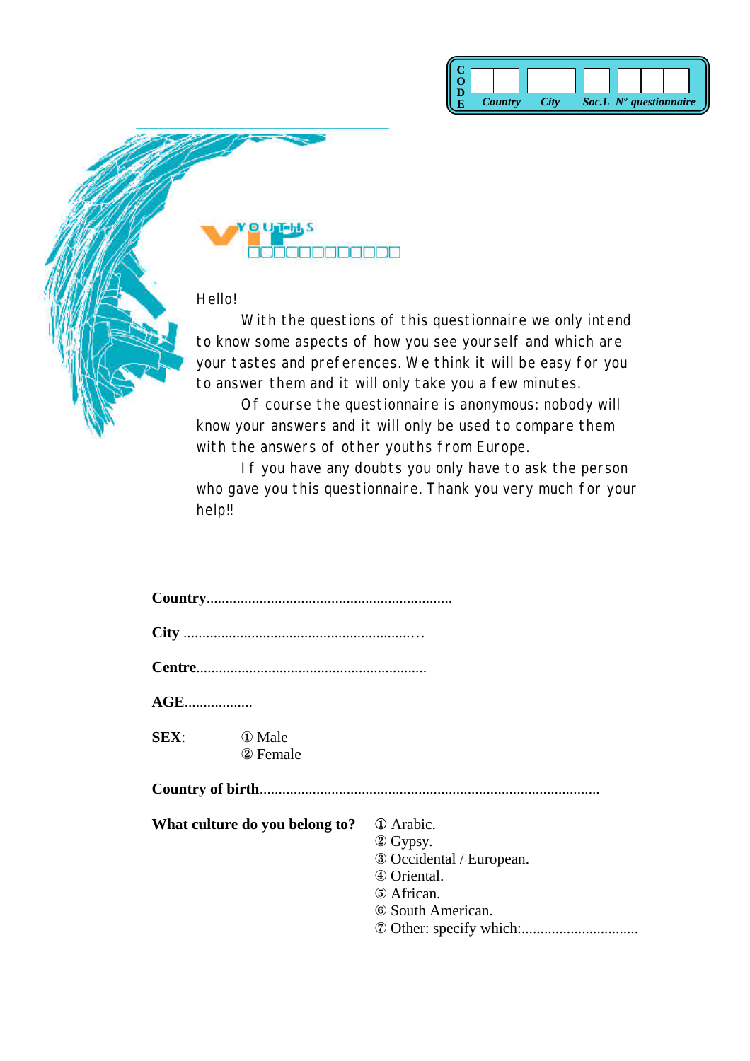| C O D E | | | | |
|---|---|---|---|---|
| | Country | City | Soc.L | N° questionnaire |

YOUTHS VIP

Hello!

With the questions of this questionnaire we only intend to know some aspects of how you see yourself and which are your tastes and preferences. We think it will be easy for you to answer them and it will only take you a few minutes.

Of course the questionnaire is anonymous: nobody will know your answers and it will only be used to compare them with the answers of other youths from Europe.

If you have any doubts you only have to ask the person who gave you this questionnaire. Thank you very much for your help!!

**Country**.................................................................

**City** ..............................................................

**Centre**.............................................................

**AGE**..................

**SEX**: ① Male
② Female

**Country of birth**.........................................................................................

**What culture do you belong to?**

① Arabic.
② Gypsy.
③ Occidental / European.
④ Oriental.
⑤ African.
⑥ South American.
⑦ Other: specify which:...............................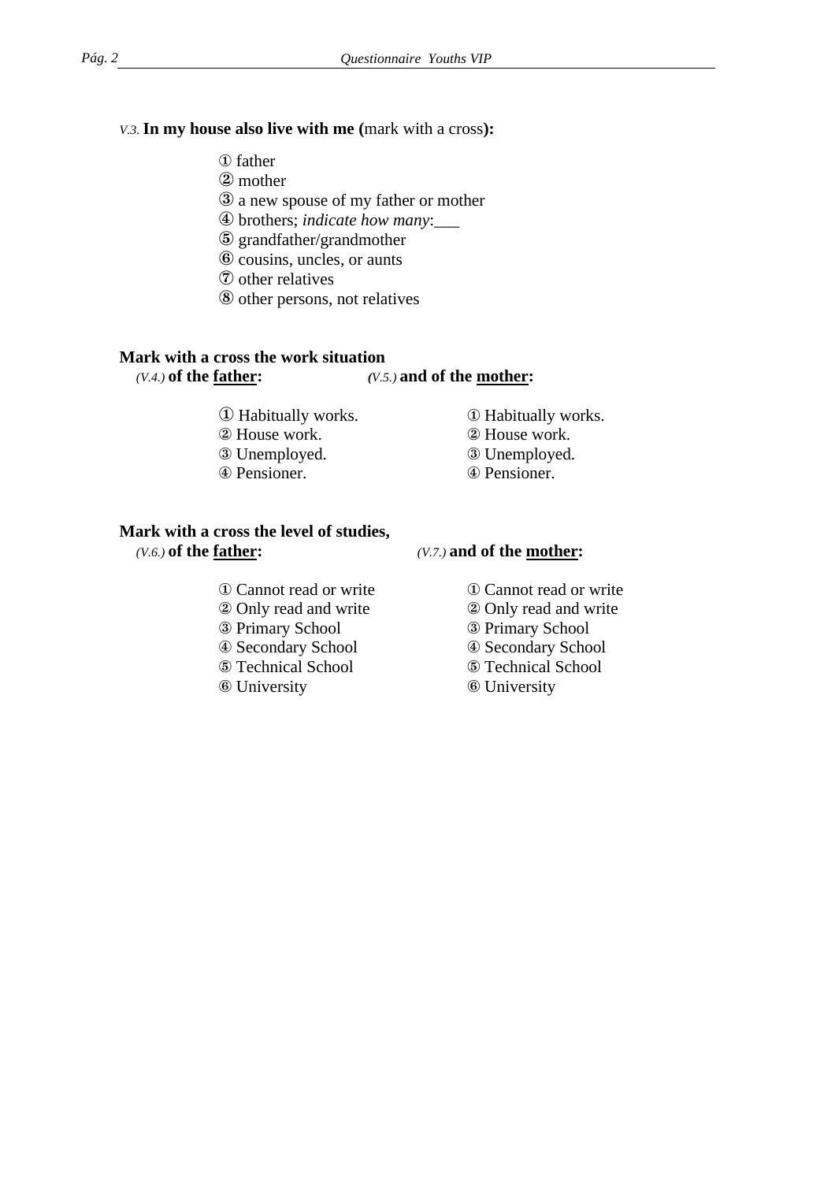*V.3.* **In my house also live with me (**mark with a cross**):**

① father
② mother
③ a new spouse of my father or mother
④ brothers; *indicate how many*:___
⑤ grandfather/grandmother
⑥ cousins, uncles, or aunts
⑦ other relatives
⑧ other persons, not relatives

**Mark with a cross the work situation**

*(V.4.)* **of the <u>father</u>:**

① Habitually works.
② House work.
③ Unemployed.
④ Pensioner.

*(V.5.)* **and of the <u>mother</u>:**

① Habitually works.
② House work.
③ Unemployed.
④ Pensioner.

**Mark with a cross the level of studies,**

*(V.6.)* **of the <u>father</u>:**

① Cannot read or write
② Only read and write
③ Primary School
④ Secondary School
⑤ Technical School
⑥ University

*(V.7.)* **and of the <u>mother</u>:**

① Cannot read or write
② Only read and write
③ Primary School
④ Secondary School
⑤ Technical School
⑥ University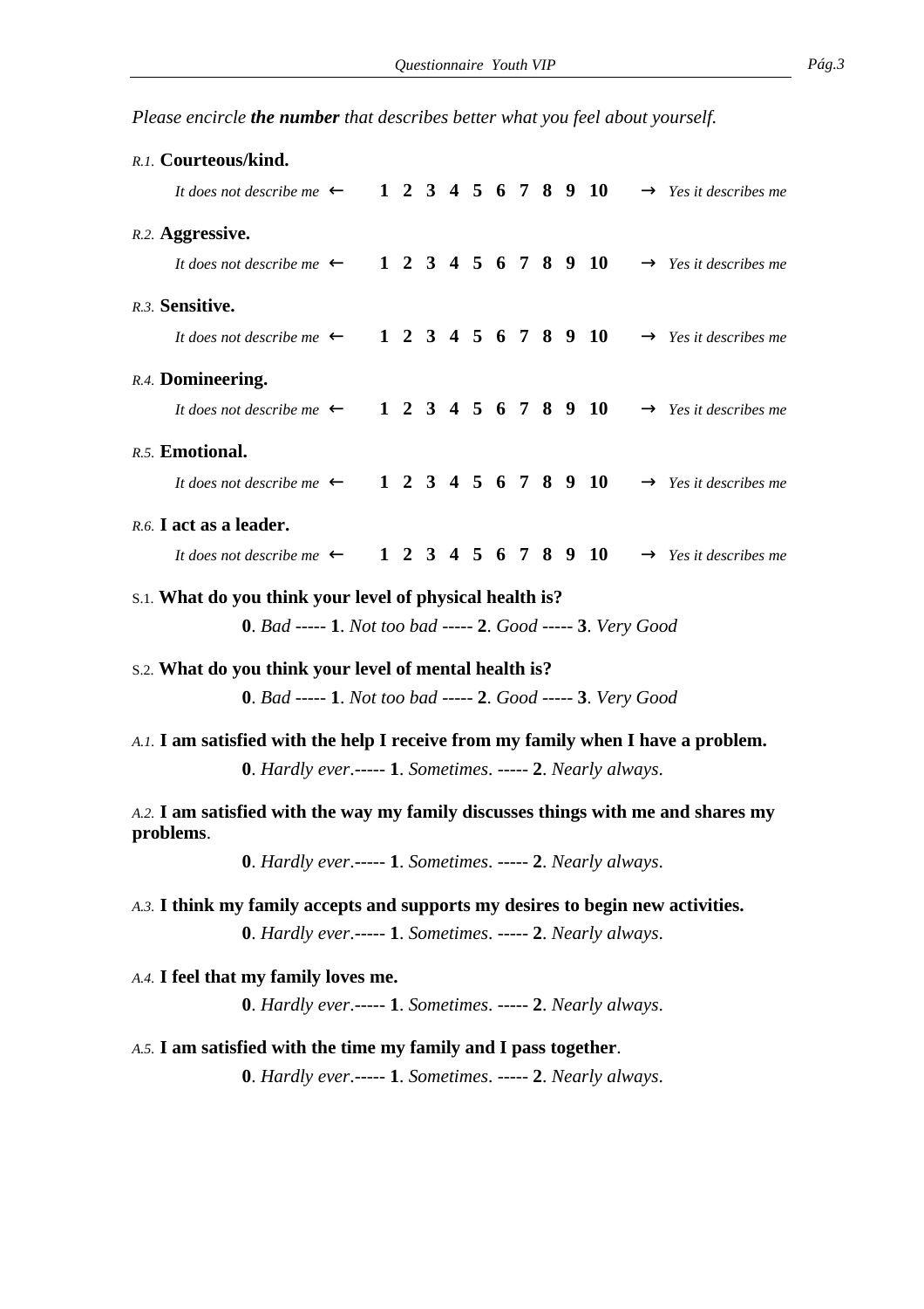*Please encircle **the number** that describes better what you feel about yourself.*

*R.1.* **Courteous/kind.**

*It does not describe me* ← **1 2 3 4 5 6 7 8 9 10** → *Yes it describes me*

*R.2.* **Aggressive.**

*It does not describe me* ← **1 2 3 4 5 6 7 8 9 10** → *Yes it describes me*

*R.3.* **Sensitive.**

*It does not describe me* ← **1 2 3 4 5 6 7 8 9 10** → *Yes it describes me*

*R.4.* **Domineering.**

*It does not describe me* ← **1 2 3 4 5 6 7 8 9 10** → *Yes it describes me*

*R.5.* **Emotional.**

*It does not describe me* ← **1 2 3 4 5 6 7 8 9 10** → *Yes it describes me*

*R.6.* **I act as a leader.**

*It does not describe me* ← **1 2 3 4 5 6 7 8 9 10** → *Yes it describes me*

S.1. **What do you think your level of physical health is?**

**0**. *Bad* ----- **1**. *Not too bad* ----- **2**. *Good* ----- **3**. *Very Good*

S.2. **What do you think your level of mental health is?**

**0**. *Bad* ----- **1**. *Not too bad* ----- **2**. *Good* ----- **3**. *Very Good*

*A.1.* **I am satisfied with the help I receive from my family when I have a problem.**

**0**. *Hardly ever*.----- **1**. *Sometimes*. ----- **2**. *Nearly always*.

*A.2.* **I am satisfied with the way my family discusses things with me and shares my problems**.

**0**. *Hardly ever*.----- **1**. *Sometimes*. ----- **2**. *Nearly always*.

*A.3.* **I think my family accepts and supports my desires to begin new activities.**

**0**. *Hardly ever*.----- **1**. *Sometimes*. ----- **2**. *Nearly always*.

*A.4.* **I feel that my family loves me.**

**0**. *Hardly ever*.----- **1**. *Sometimes*. ----- **2**. *Nearly always*.

*A.5.* **I am satisfied with the time my family and I pass together**.

**0**. *Hardly ever*.----- **1**. *Sometimes*. ----- **2**. *Nearly always*.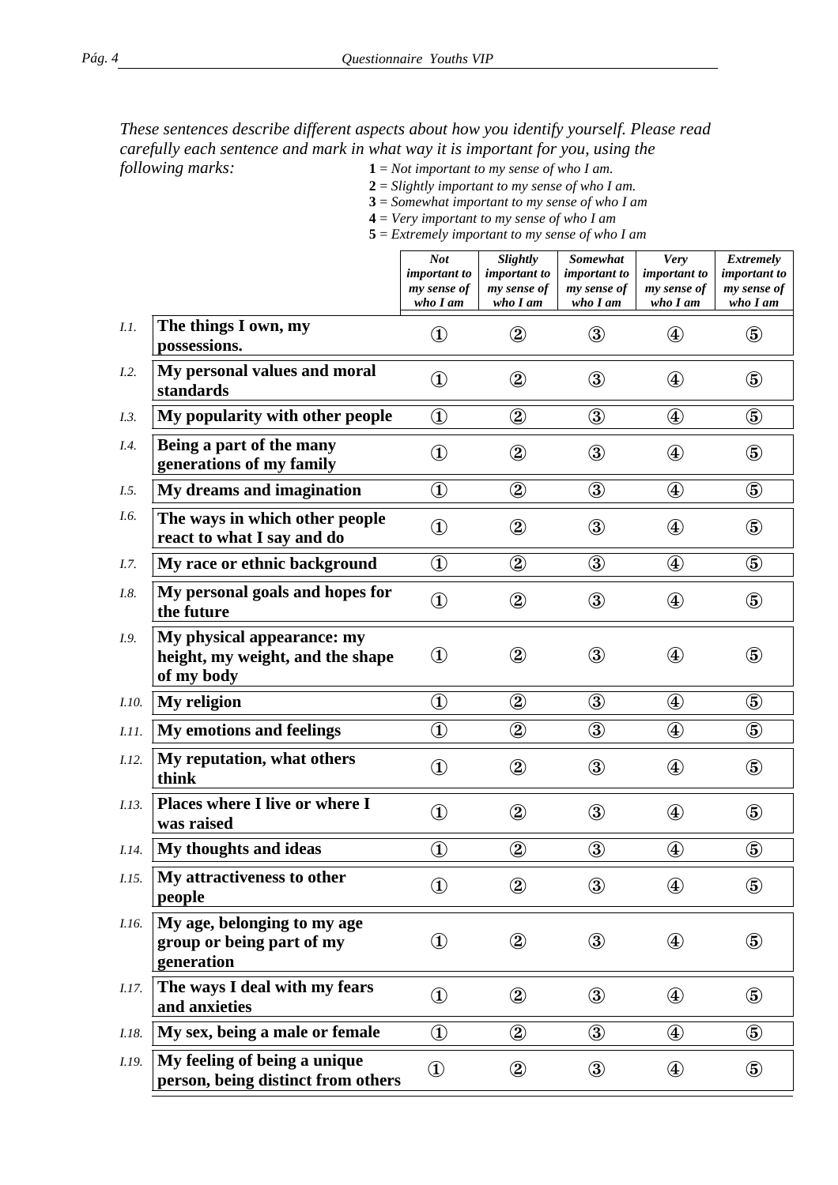*These sentences describe different aspects about how you identify yourself. Please read carefully each sentence and mark in what way it is important for you, using the following marks:*

**1** = *Not important to my sense of who I am.*
**2** = *Slightly important to my sense of who I am.*
**3** = *Somewhat important to my sense of who I am*
**4** = *Very important to my sense of who I am*
**5** = *Extremely important to my sense of who I am*

| | | *Not important to my sense of who I am* | *Slightly important to my sense of who I am* | *Somewhat important to my sense of who I am* | *Very important to my sense of who I am* | *Extremely important to my sense of who I am* |
|---|---|---|---|---|---|---|
| *I.1.* | **The things I own, my possessions.** | ① | ② | ③ | ④ | ⑤ |
| *I.2.* | **My personal values and moral standards** | ① | ② | ③ | ④ | ⑤ |
| *I.3.* | **My popularity with other people** | ① | ② | ③ | ④ | ⑤ |
| *I.4.* | **Being a part of the many generations of my family** | ① | ② | ③ | ④ | ⑤ |
| *I.5.* | **My dreams and imagination** | ① | ② | ③ | ④ | ⑤ |
| *I.6.* | **The ways in which other people react to what I say and do** | ① | ② | ③ | ④ | ⑤ |
| *I.7.* | **My race or ethnic background** | ① | ② | ③ | ④ | ⑤ |
| *I.8.* | **My personal goals and hopes for the future** | ① | ② | ③ | ④ | ⑤ |
| *I.9.* | **My physical appearance: my height, my weight, and the shape of my body** | ① | ② | ③ | ④ | ⑤ |
| *I.10.* | **My religion** | ① | ② | ③ | ④ | ⑤ |
| *I.11.* | **My emotions and feelings** | ① | ② | ③ | ④ | ⑤ |
| *I.12.* | **My reputation, what others think** | ① | ② | ③ | ④ | ⑤ |
| *I.13.* | **Places where I live or where I was raised** | ① | ② | ③ | ④ | ⑤ |
| *I.14.* | **My thoughts and ideas** | ① | ② | ③ | ④ | ⑤ |
| *I.15.* | **My attractiveness to other people** | ① | ② | ③ | ④ | ⑤ |
| *I.16.* | **My age, belonging to my age group or being part of my generation** | ① | ② | ③ | ④ | ⑤ |
| *I.17.* | **The ways I deal with my fears and anxieties** | ① | ② | ③ | ④ | ⑤ |
| *I.18.* | **My sex, being a male or female** | ① | ② | ③ | ④ | ⑤ |
| *I.19.* | **My feeling of being a unique person, being distinct from others** | ① | ② | ③ | ④ | ⑤ |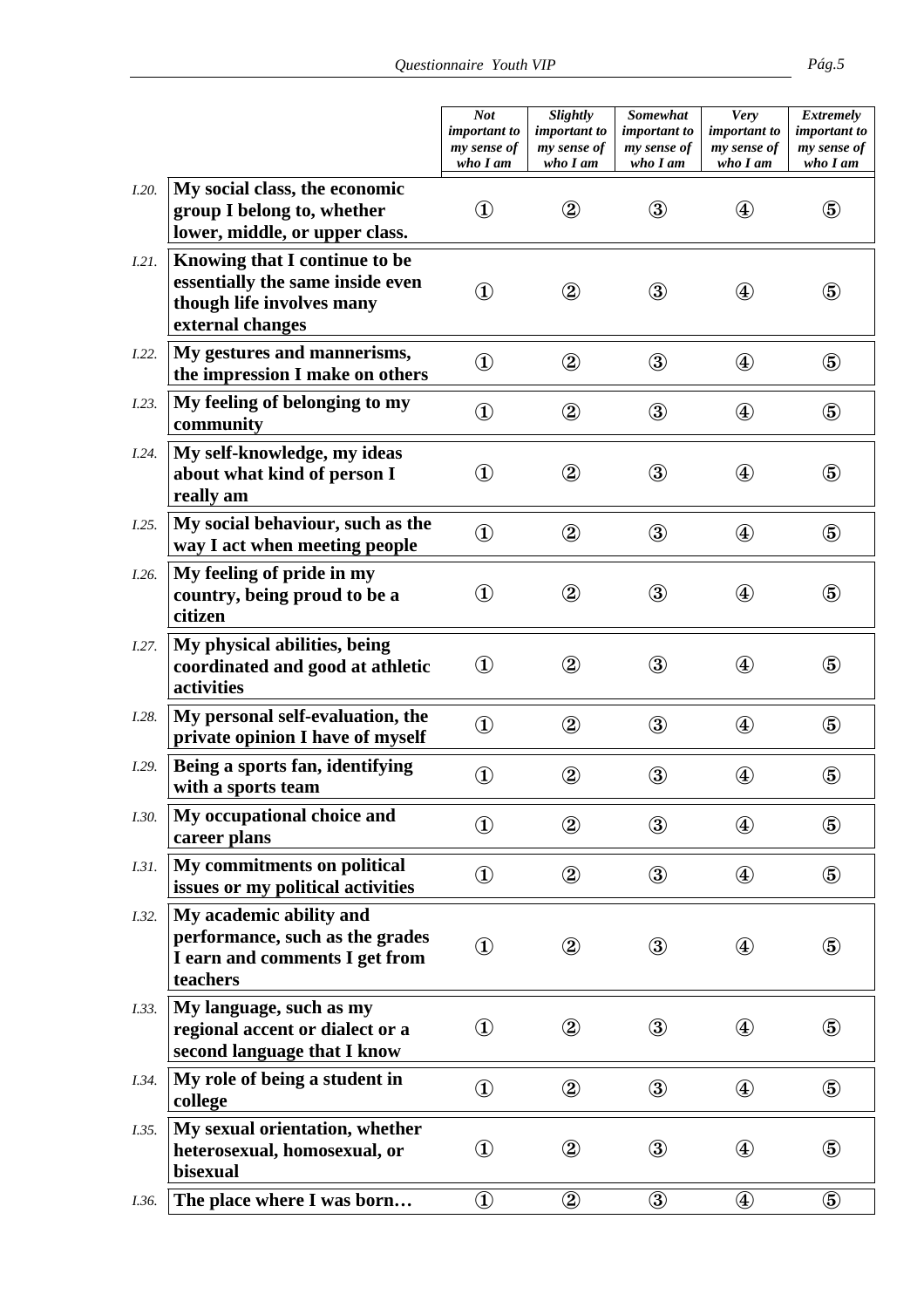| | | *Not important to my sense of who I am* | *Slightly important to my sense of who I am* | *Somewhat important to my sense of who I am* | *Very important to my sense of who I am* | *Extremely important to my sense of who I am* |
|---|---|---|---|---|---|---|
| *I.20.* | **My social class, the economic group I belong to, whether lower, middle, or upper class.** | ① | ② | ③ | ④ | ⑤ |
| *I.21.* | **Knowing that I continue to be essentially the same inside even though life involves many external changes** | ① | ② | ③ | ④ | ⑤ |
| *I.22.* | **My gestures and mannerisms, the impression I make on others** | ① | ② | ③ | ④ | ⑤ |
| *I.23.* | **My feeling of belonging to my community** | ① | ② | ③ | ④ | ⑤ |
| *I.24.* | **My self-knowledge, my ideas about what kind of person I really am** | ① | ② | ③ | ④ | ⑤ |
| *I.25.* | **My social behaviour, such as the way I act when meeting people** | ① | ② | ③ | ④ | ⑤ |
| *I.26.* | **My feeling of pride in my country, being proud to be a citizen** | ① | ② | ③ | ④ | ⑤ |
| *I.27.* | **My physical abilities, being coordinated and good at athletic activities** | ① | ② | ③ | ④ | ⑤ |
| *I.28.* | **My personal self-evaluation, the private opinion I have of myself** | ① | ② | ③ | ④ | ⑤ |
| *I.29.* | **Being a sports fan, identifying with a sports team** | ① | ② | ③ | ④ | ⑤ |
| *I.30.* | **My occupational choice and career plans** | ① | ② | ③ | ④ | ⑤ |
| *I.31.* | **My commitments on political issues or my political activities** | ① | ② | ③ | ④ | ⑤ |
| *I.32.* | **My academic ability and performance, such as the grades I earn and comments I get from teachers** | ① | ② | ③ | ④ | ⑤ |
| *I.33.* | **My language, such as my regional accent or dialect or a second language that I know** | ① | ② | ③ | ④ | ⑤ |
| *I.34.* | **My role of being a student in college** | ① | ② | ③ | ④ | ⑤ |
| *I.35.* | **My sexual orientation, whether heterosexual, homosexual, or bisexual** | ① | ② | ③ | ④ | ⑤ |
| *I.36.* | **The place where I was born…** | ① | ② | ③ | ④ | ⑤ |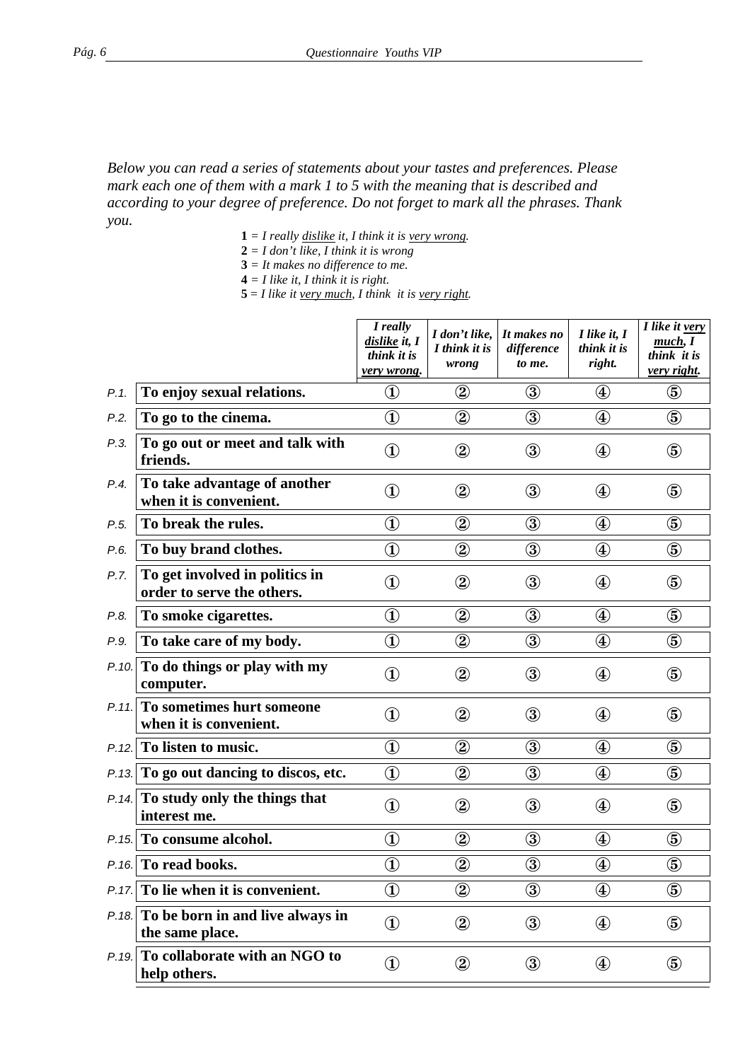*Below you can read a series of statements about your tastes and preferences. Please mark each one of them with a mark 1 to 5 with the meaning that is described and according to your degree of preference. Do not forget to mark all the phrases. Thank you.*

**1** = *I really dislike it, I think it is very wrong.*
**2** = *I don't like, I think it is wrong*
**3** = *It makes no difference to me.*
**4** = *I like it, I think it is right.*
**5** = *I like it very much, I think it is very right.*

| | | *I really dislike it, I think it is very wrong.* | *I don't like, I think it is wrong* | *It makes no difference to me.* | *I like it, I think it is right.* | *I like it very much, I think it is very right.* |
|---|---|---|---|---|---|---|
| *P.1.* | **To enjoy sexual relations.** | ① | ② | ③ | ④ | ⑤ |
| *P.2.* | **To go to the cinema.** | ① | ② | ③ | ④ | ⑤ |
| *P.3.* | **To go out or meet and talk with friends.** | ① | ② | ③ | ④ | ⑤ |
| *P.4.* | **To take advantage of another when it is convenient.** | ① | ② | ③ | ④ | ⑤ |
| *P.5.* | **To break the rules.** | ① | ② | ③ | ④ | ⑤ |
| *P.6.* | **To buy brand clothes.** | ① | ② | ③ | ④ | ⑤ |
| *P.7.* | **To get involved in politics in order to serve the others.** | ① | ② | ③ | ④ | ⑤ |
| *P.8.* | **To smoke cigarettes.** | ① | ② | ③ | ④ | ⑤ |
| *P.9.* | **To take care of my body.** | ① | ② | ③ | ④ | ⑤ |
| *P.10.* | **To do things or play with my computer.** | ① | ② | ③ | ④ | ⑤ |
| *P.11.* | **To sometimes hurt someone when it is convenient.** | ① | ② | ③ | ④ | ⑤ |
| *P.12.* | **To listen to music.** | ① | ② | ③ | ④ | ⑤ |
| *P.13.* | **To go out dancing to discos, etc.** | ① | ② | ③ | ④ | ⑤ |
| *P.14.* | **To study only the things that interest me.** | ① | ② | ③ | ④ | ⑤ |
| *P.15.* | **To consume alcohol.** | ① | ② | ③ | ④ | ⑤ |
| *P.16.* | **To read books.** | ① | ② | ③ | ④ | ⑤ |
| *P.17.* | **To lie when it is convenient.** | ① | ② | ③ | ④ | ⑤ |
| *P.18.* | **To be born in and live always in the same place.** | ① | ② | ③ | ④ | ⑤ |
| *P.19.* | **To collaborate with an NGO to help others.** | ① | ② | ③ | ④ | ⑤ |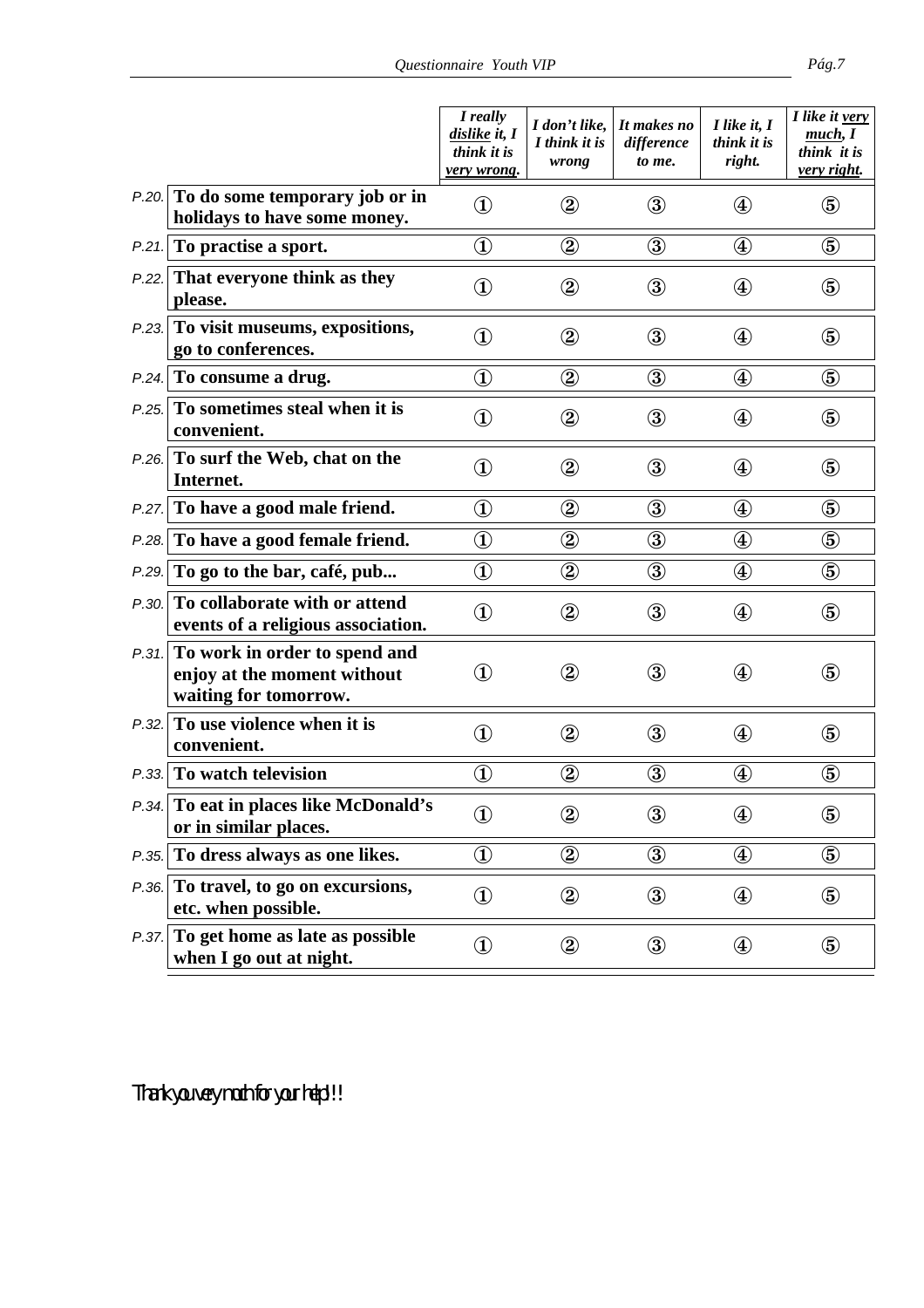| | | *I really <u>dislike</u> it, I think it is <u>very wrong</u>.* | *I don't like, I think it is wrong* | *It makes no difference to me.* | *I like it, I think it is right.* | *I like it <u>very much</u>, I think it is <u>very right</u>.* |
|---|---|---|---|---|---|---|
| P.20. | **To do some temporary job or in holidays to have some money.** | ① | ② | ③ | ④ | ⑤ |
| P.21. | **To practise a sport.** | ① | ② | ③ | ④ | ⑤ |
| P.22. | **That everyone think as they please.** | ① | ② | ③ | ④ | ⑤ |
| P.23. | **To visit museums, expositions, go to conferences.** | ① | ② | ③ | ④ | ⑤ |
| P.24. | **To consume a drug.** | ① | ② | ③ | ④ | ⑤ |
| P.25. | **To sometimes steal when it is convenient.** | ① | ② | ③ | ④ | ⑤ |
| P.26. | **To surf the Web, chat on the Internet.** | ① | ② | ③ | ④ | ⑤ |
| P.27. | **To have a good male friend.** | ① | ② | ③ | ④ | ⑤ |
| P.28. | **To have a good female friend.** | ① | ② | ③ | ④ | ⑤ |
| P.29. | **To go to the bar, café, pub...** | ① | ② | ③ | ④ | ⑤ |
| P.30. | **To collaborate with or attend events of a religious association.** | ① | ② | ③ | ④ | ⑤ |
| P.31. | **To work in order to spend and enjoy at the moment without waiting for tomorrow.** | ① | ② | ③ | ④ | ⑤ |
| P.32. | **To use violence when it is convenient.** | ① | ② | ③ | ④ | ⑤ |
| P.33. | **To watch television** | ① | ② | ③ | ④ | ⑤ |
| P.34. | **To eat in places like McDonald's or in similar places.** | ① | ② | ③ | ④ | ⑤ |
| P.35. | **To dress always as one likes.** | ① | ② | ③ | ④ | ⑤ |
| P.36. | **To travel, to go on excursions, etc. when possible.** | ① | ② | ③ | ④ | ⑤ |
| P.37. | **To get home as late as possible when I go out at night.** | ① | ② | ③ | ④ | ⑤ |

Thank you very much for your help!!